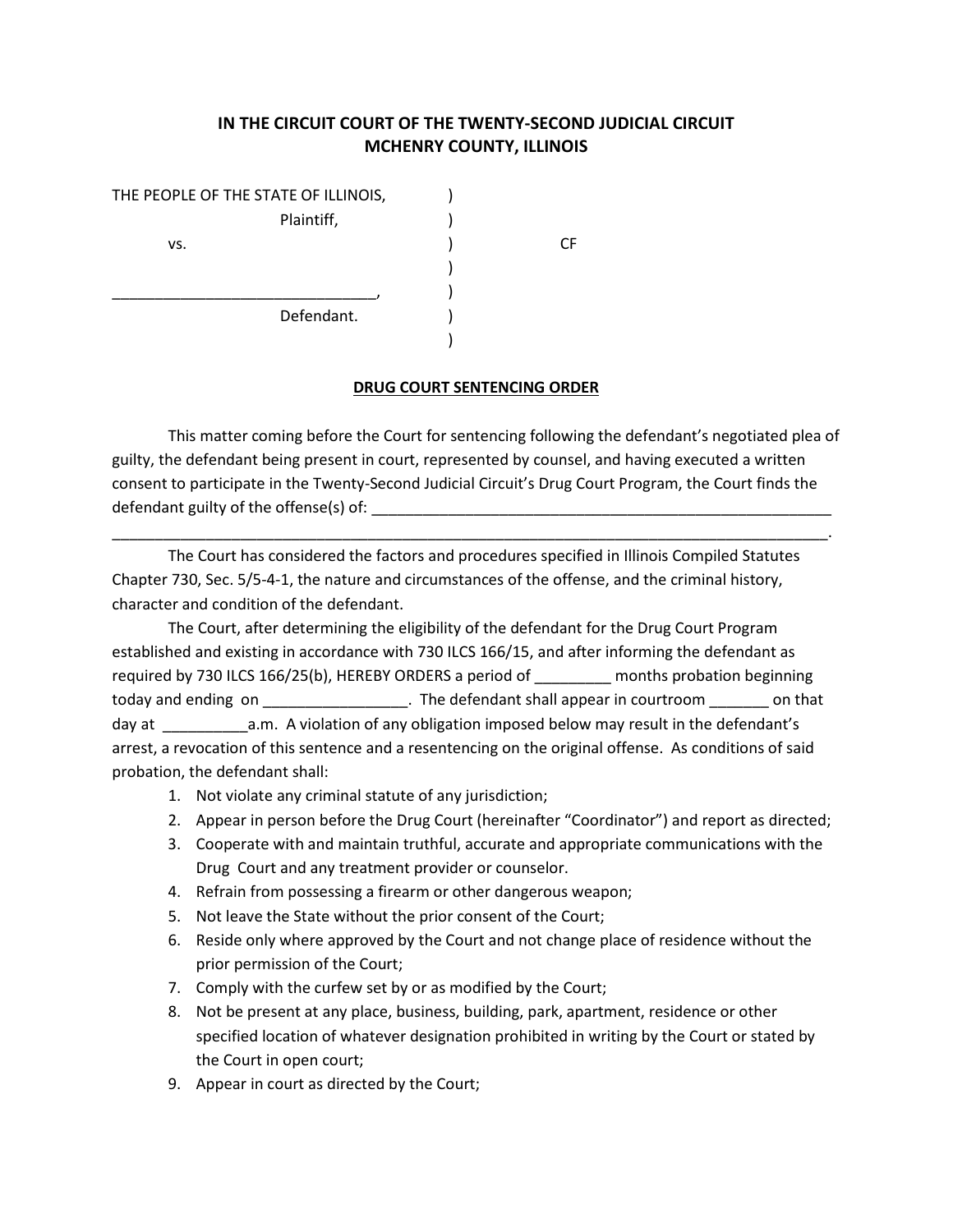**IN THE CIRCUIT COURT OF THE TWENTY-SECOND JUDICIAL CIRCUIT**
**MCHENRY COUNTY, ILLINOIS**

THE PEOPLE OF THE STATE OF ILLINOIS, )
Plaintiff, )
vs. ) CF
)
_______________________________, )
Defendant. )
)

**DRUG COURT SENTENCING ORDER**

This matter coming before the Court for sentencing following the defendant's negotiated plea of guilty, the defendant being present in court, represented by counsel, and having executed a written consent to participate in the Twenty-Second Judicial Circuit's Drug Court Program, the Court finds the defendant guilty of the offense(s) of: _______________________________________________________
_____________________________________________________________________________________.

The Court has considered the factors and procedures specified in Illinois Compiled Statutes Chapter 730, Sec. 5/5-4-1, the nature and circumstances of the offense, and the criminal history, character and condition of the defendant.

The Court, after determining the eligibility of the defendant for the Drug Court Program established and existing in accordance with 730 ILCS 166/15, and after informing the defendant as required by 730 ILCS 166/25(b), HEREBY ORDERS a period of _________ months probation beginning today and ending on _________________. The defendant shall appear in courtroom _______ on that day at __________a.m. A violation of any obligation imposed below may result in the defendant's arrest, a revocation of this sentence and a resentencing on the original offense. As conditions of said probation, the defendant shall:

1. Not violate any criminal statute of any jurisdiction;
2. Appear in person before the Drug Court (hereinafter "Coordinator") and report as directed;
3. Cooperate with and maintain truthful, accurate and appropriate communications with the Drug Court and any treatment provider or counselor.
4. Refrain from possessing a firearm or other dangerous weapon;
5. Not leave the State without the prior consent of the Court;
6. Reside only where approved by the Court and not change place of residence without the prior permission of the Court;
7. Comply with the curfew set by or as modified by the Court;
8. Not be present at any place, business, building, park, apartment, residence or other specified location of whatever designation prohibited in writing by the Court or stated by the Court in open court;
9. Appear in court as directed by the Court;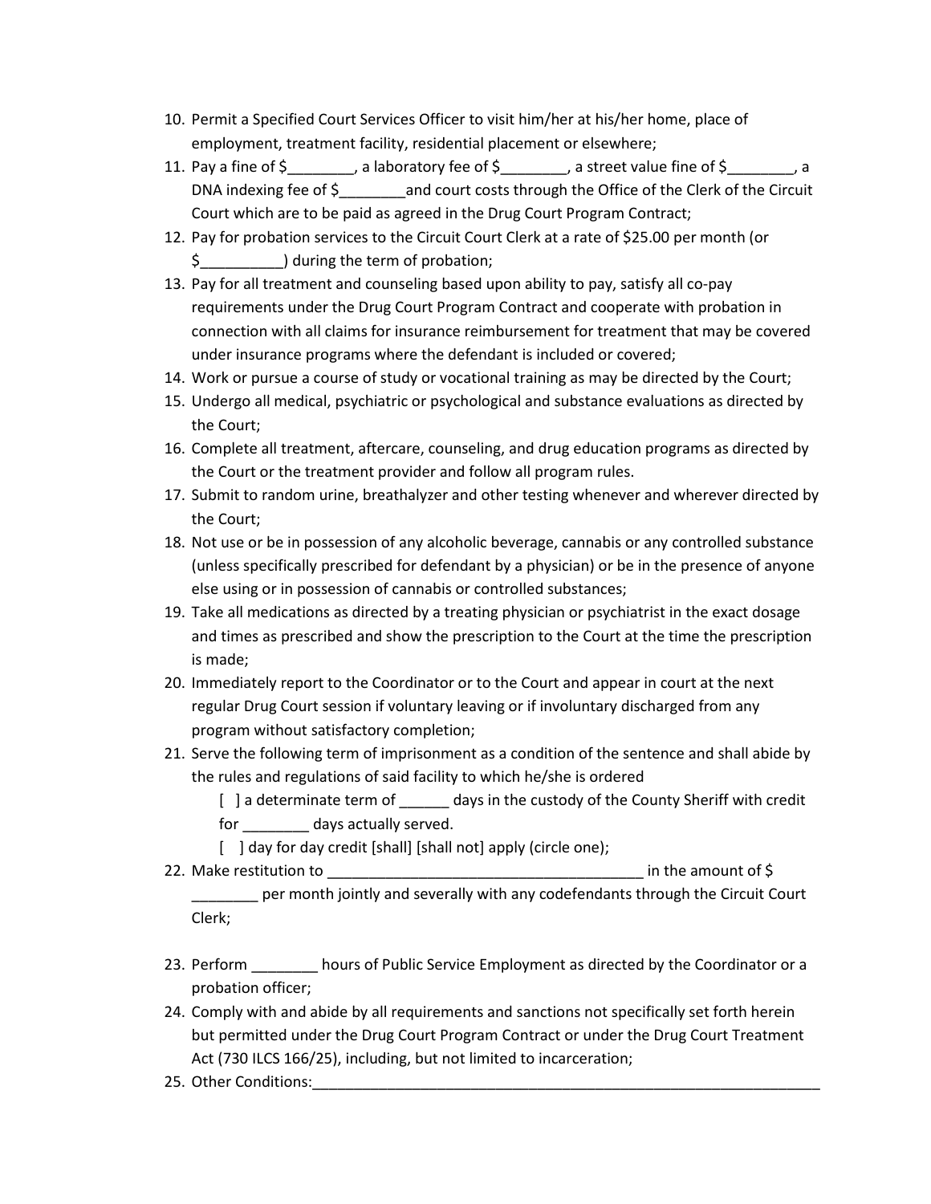10. Permit a Specified Court Services Officer to visit him/her at his/her home, place of employment, treatment facility, residential placement or elsewhere;
11. Pay a fine of $________, a laboratory fee of $________, a street value fine of $________, a DNA indexing fee of $________and court costs through the Office of the Clerk of the Circuit Court which are to be paid as agreed in the Drug Court Program Contract;
12. Pay for probation services to the Circuit Court Clerk at a rate of $25.00 per month (or $__________) during the term of probation;
13. Pay for all treatment and counseling based upon ability to pay, satisfy all co-pay requirements under the Drug Court Program Contract and cooperate with probation in connection with all claims for insurance reimbursement for treatment that may be covered under insurance programs where the defendant is included or covered;
14. Work or pursue a course of study or vocational training as may be directed by the Court;
15. Undergo all medical, psychiatric or psychological and substance evaluations as directed by the Court;
16. Complete all treatment, aftercare, counseling, and drug education programs as directed by the Court or the treatment provider and follow all program rules.
17. Submit to random urine, breathalyzer and other testing whenever and wherever directed by the Court;
18. Not use or be in possession of any alcoholic beverage, cannabis or any controlled substance (unless specifically prescribed for defendant by a physician) or be in the presence of anyone else using or in possession of cannabis or controlled substances;
19. Take all medications as directed by a treating physician or psychiatrist in the exact dosage and times as prescribed and show the prescription to the Court at the time the prescription is made;
20. Immediately report to the Coordinator or to the Court and appear in court at the next regular Drug Court session if voluntary leaving or if involuntary discharged from any program without satisfactory completion;
21. Serve the following term of imprisonment as a condition of the sentence and shall abide by the rules and regulations of said facility to which he/she is ordered
    [ ] a determinate term of ______ days in the custody of the County Sheriff with credit for ________ days actually served.
    [ ] day for day credit [shall] [shall not] apply (circle one);
22. Make restitution to _______________________________________ in the amount of $ ________ per month jointly and severally with any codefendants through the Circuit Court Clerk;
23. Perform ________ hours of Public Service Employment as directed by the Coordinator or a probation officer;
24. Comply with and abide by all requirements and sanctions not specifically set forth herein but permitted under the Drug Court Program Contract or under the Drug Court Treatment Act (730 ILCS 166/25), including, but not limited to incarceration;
25. Other Conditions:_________________________________________________________________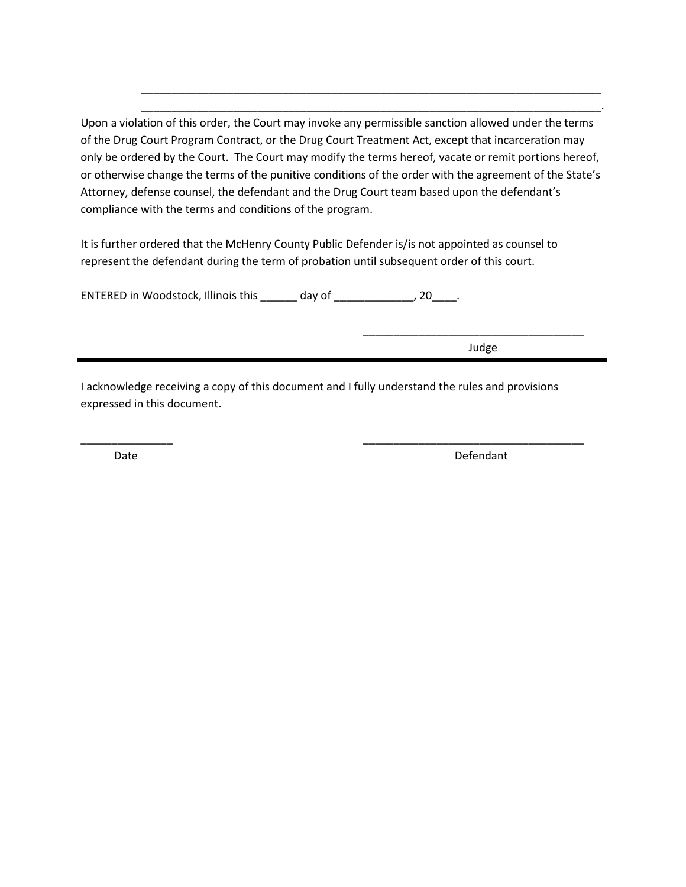\_\_\_\_\_\_\_\_\_\_\_\_\_\_\_\_\_\_\_\_\_\_\_\_\_\_\_\_\_\_\_\_\_\_\_\_\_\_\_\_\_\_\_\_\_\_\_\_\_\_\_\_\_\_\_\_\_\_\_\_\_\_\_\_\_\_\_\_\_\_\_\_\_\_\_\_

\_\_\_\_\_\_\_\_\_\_\_\_\_\_\_\_\_\_\_\_\_\_\_\_\_\_\_\_\_\_\_\_\_\_\_\_\_\_\_\_\_\_\_\_\_\_\_\_\_\_\_\_\_\_\_\_\_\_\_\_\_\_\_\_\_\_\_\_\_\_\_\_\_\_\_\_.

Upon a violation of this order, the Court may invoke any permissible sanction allowed under the terms of the Drug Court Program Contract, or the Drug Court Treatment Act, except that incarceration may only be ordered by the Court. The Court may modify the terms hereof, vacate or remit portions hereof, or otherwise change the terms of the punitive conditions of the order with the agreement of the State's Attorney, defense counsel, the defendant and the Drug Court team based upon the defendant's compliance with the terms and conditions of the program.

It is further ordered that the McHenry County Public Defender is/is not appointed as counsel to represent the defendant during the term of probation until subsequent order of this court.

ENTERED in Woodstock, Illinois this ______ day of _____________, 20____.

\_\_\_\_\_\_\_\_\_\_\_\_\_\_\_\_\_\_\_\_\_\_\_\_\_\_\_\_\_\_\_\_\_\_\_\_\_\_

Judge

---

I acknowledge receiving a copy of this document and I fully understand the rules and provisions expressed in this document.

\_\_\_\_\_\_\_\_\_\_\_\_\_\_\_\_ \_\_\_\_\_\_\_\_\_\_\_\_\_\_\_\_\_\_\_\_\_\_\_\_\_\_\_\_\_\_\_\_\_\_\_\_\_\_

Date Defendant